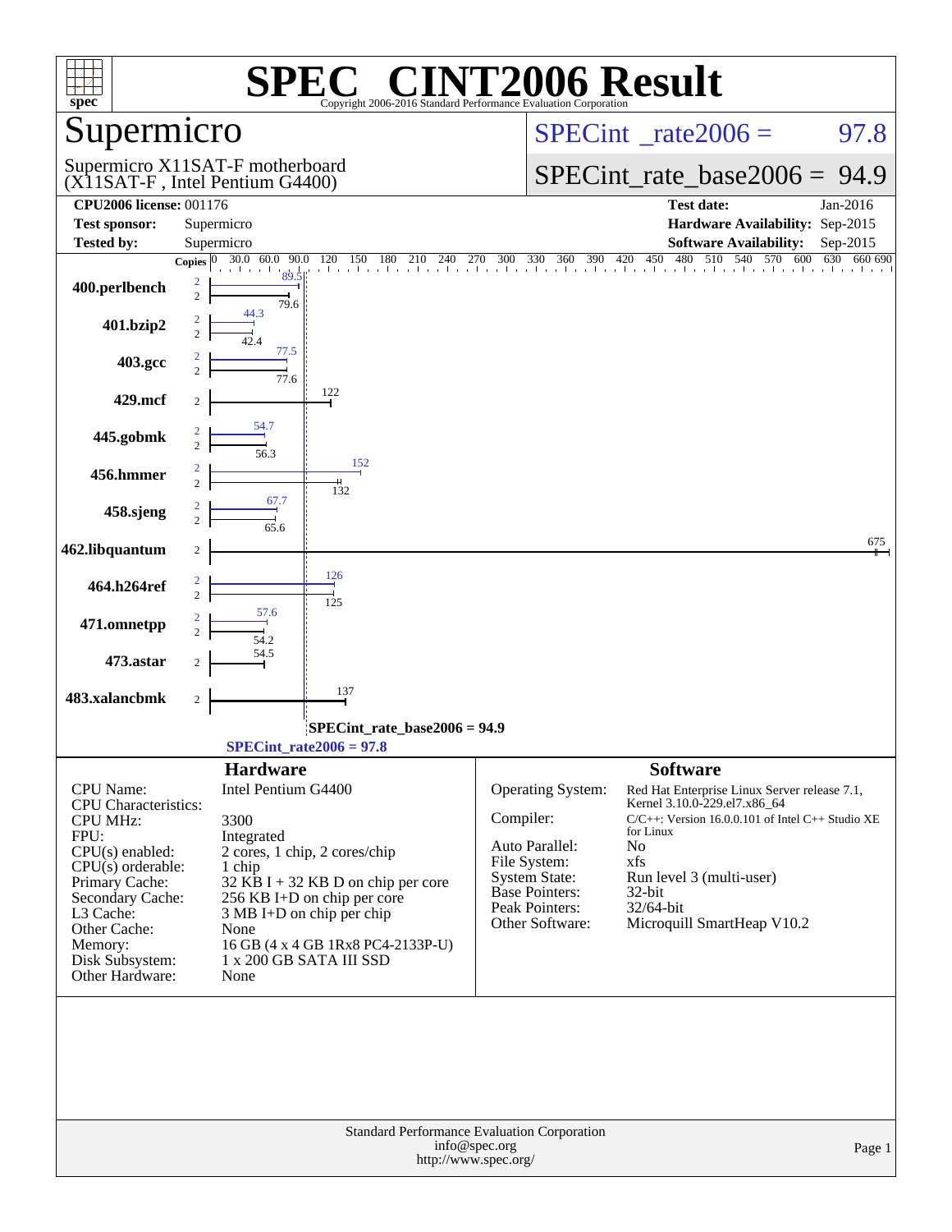# SPEC® CINT2006 Result

Copyright 2006-2016 Standard Performance Evaluation Corporation

## Supermicro

Supermicro X11SAT-F motherboard
(X11SAT-F , Intel Pentium G4400)

SPECint_rate2006 = 97.8

SPECint_rate_base2006 = 94.9

| | | | |
|---|---|---|---|
| **CPU2006 license:** 001176 | | **Test date:** | Jan-2016 |
| **Test sponsor:** | Supermicro | **Hardware Availability:** | Sep-2015 |
| **Tested by:** | Supermicro | **Software Availability:** | Sep-2015 |

| Benchmark | Copies | Peak | Base |
|---|---|---|---|
| 400.perlbench | 2 | 89.5 | 79.6 |
| 401.bzip2 | 2 | 44.3 | 42.4 |
| 403.gcc | 2 | 77.5 | 77.6 |
| 429.mcf | 2 | | 122 |
| 445.gobmk | 2 | 54.7 | 56.3 |
| 456.hmmer | 2 | 152 | 132 |
| 458.sjeng | 2 | 67.7 | 65.6 |
| 462.libquantum | 2 | | 675 |
| 464.h264ref | 2 | 126 | 125 |
| 471.omnetpp | 2 | 57.6 | 54.2 |
| 473.astar | 2 | | 54.5 |
| 483.xalancbmk | 2 | | 137 |

SPECint_rate_base2006 = 94.9

SPECint_rate2006 = 97.8

### Hardware

| | |
|---|---|
| CPU Name: | Intel Pentium G4400 |
| CPU Characteristics: | |
| CPU MHz: | 3300 |
| FPU: | Integrated |
| CPU(s) enabled: | 2 cores, 1 chip, 2 cores/chip |
| CPU(s) orderable: | 1 chip |
| Primary Cache: | 32 KB I + 32 KB D on chip per core |
| Secondary Cache: | 256 KB I+D on chip per core |
| L3 Cache: | 3 MB I+D on chip per chip |
| Other Cache: | None |
| Memory: | 16 GB (4 x 4 GB 1Rx8 PC4-2133P-U) |
| Disk Subsystem: | 1 x 200 GB SATA III SSD |
| Other Hardware: | None |

### Software

| | |
|---|---|
| Operating System: | Red Hat Enterprise Linux Server release 7.1, Kernel 3.10.0-229.el7.x86_64 |
| Compiler: | C/C++: Version 16.0.0.101 of Intel C++ Studio XE for Linux |
| Auto Parallel: | No |
| File System: | xfs |
| System State: | Run level 3 (multi-user) |
| Base Pointers: | 32-bit |
| Peak Pointers: | 32/64-bit |
| Other Software: | Microquill SmartHeap V10.2 |

Standard Performance Evaluation Corporation
info@spec.org
http://www.spec.org/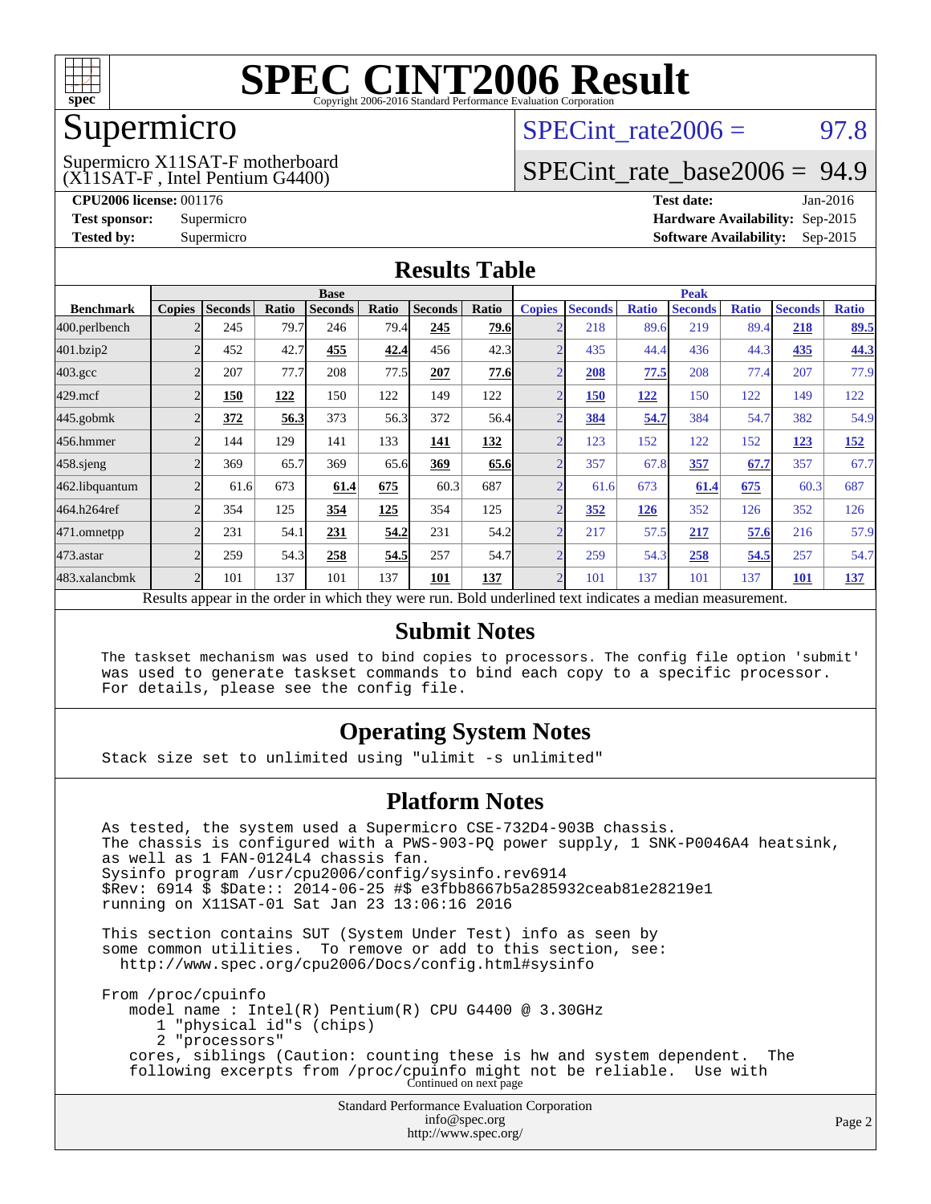# SPEC CINT2006 Result

Copyright 2006-2016 Standard Performance Evaluation Corporation

## Supermicro

Supermicro X11SAT-F motherboard
(X11SAT-F , Intel Pentium G4400)

SPECint_rate2006 = 97.8

SPECint_rate_base2006 = 94.9

**CPU2006 license:** 001176
**Test sponsor:** Supermicro
**Tested by:** Supermicro

**Test date:** Jan-2016
**Hardware Availability:** Sep-2015
**Software Availability:** Sep-2015

## Results Table

| | Base | | | | | | | Peak | | | | | | |
|---|---|---|---|---|---|---|---|---|---|---|---|---|---|---|
| **Benchmark** | **Copies** | **Seconds** | **Ratio** | **Seconds** | **Ratio** | **Seconds** | **Ratio** | **Copies** | **Seconds** | **Ratio** | **Seconds** | **Ratio** | **Seconds** | **Ratio** |
| 400.perlbench | 2 | 245 | 79.7 | 246 | 79.4 | **245** | **79.6** | 2 | 218 | 89.6 | 219 | 89.4 | **218** | **89.5** |
| 401.bzip2 | 2 | 452 | 42.7 | **455** | **42.4** | 456 | 42.3 | 2 | 435 | 44.4 | 436 | 44.3 | **435** | **44.3** |
| 403.gcc | 2 | 207 | 77.7 | 208 | 77.5 | **207** | **77.6** | 2 | **208** | **77.5** | 208 | 77.4 | 207 | 77.9 |
| 429.mcf | 2 | **150** | **122** | 150 | 122 | 149 | 122 | 2 | **150** | **122** | 150 | 122 | 149 | 122 |
| 445.gobmk | 2 | **372** | **56.3** | 373 | 56.3 | 372 | 56.4 | 2 | **384** | **54.7** | 384 | 54.7 | 382 | 54.9 |
| 456.hmmer | 2 | 144 | 129 | 141 | 133 | **141** | **132** | 2 | 123 | 152 | 122 | 152 | **123** | **152** |
| 458.sjeng | 2 | 369 | 65.7 | 369 | 65.6 | **369** | **65.6** | 2 | 357 | 67.8 | **357** | **67.7** | 357 | 67.7 |
| 462.libquantum | 2 | 61.6 | 673 | **61.4** | **675** | 60.3 | 687 | 2 | 61.6 | 673 | **61.4** | **675** | 60.3 | 687 |
| 464.h264ref | 2 | 354 | 125 | **354** | **125** | 354 | 125 | 2 | **352** | **126** | 352 | 126 | 352 | 126 |
| 471.omnetpp | 2 | 231 | 54.1 | **231** | **54.2** | 231 | 54.2 | 2 | 217 | 57.5 | **217** | **57.6** | 216 | 57.9 |
| 473.astar | 2 | 259 | 54.3 | **258** | **54.5** | 257 | 54.7 | 2 | 259 | 54.3 | **258** | **54.5** | 257 | 54.7 |
| 483.xalancbmk | 2 | 101 | 137 | 101 | 137 | **101** | **137** | 2 | 101 | 137 | 101 | 137 | **101** | **137** |

Results appear in the order in which they were run. Bold underlined text indicates a median measurement.

## Submit Notes

```
The taskset mechanism was used to bind copies to processors. The config file option 'submit'
was used to generate taskset commands to bind each copy to a specific processor.
For details, please see the config file.
```

## Operating System Notes

```
Stack size set to unlimited using "ulimit -s unlimited"
```

## Platform Notes

```
As tested, the system used a Supermicro CSE-732D4-903B chassis.
The chassis is configured with a PWS-903-PQ power supply, 1 SNK-P0046A4 heatsink,
as well as 1 FAN-0124L4 chassis fan.
Sysinfo program /usr/cpu2006/config/sysinfo.rev6914
$Rev: 6914 $ $Date:: 2014-06-25 #$ e3fbb8667b5a285932ceab81e28219e1
running on X11SAT-01 Sat Jan 23 13:06:16 2016

This section contains SUT (System Under Test) info as seen by
some common utilities.  To remove or add to this section, see:
  http://www.spec.org/cpu2006/Docs/config.html#sysinfo

From /proc/cpuinfo
   model name : Intel(R) Pentium(R) CPU G4400 @ 3.30GHz
      1 "physical id"s (chips)
      2 "processors"
   cores, siblings (Caution: counting these is hw and system dependent.  The
   following excerpts from /proc/cpuinfo might not be reliable.  Use with
```

Continued on next page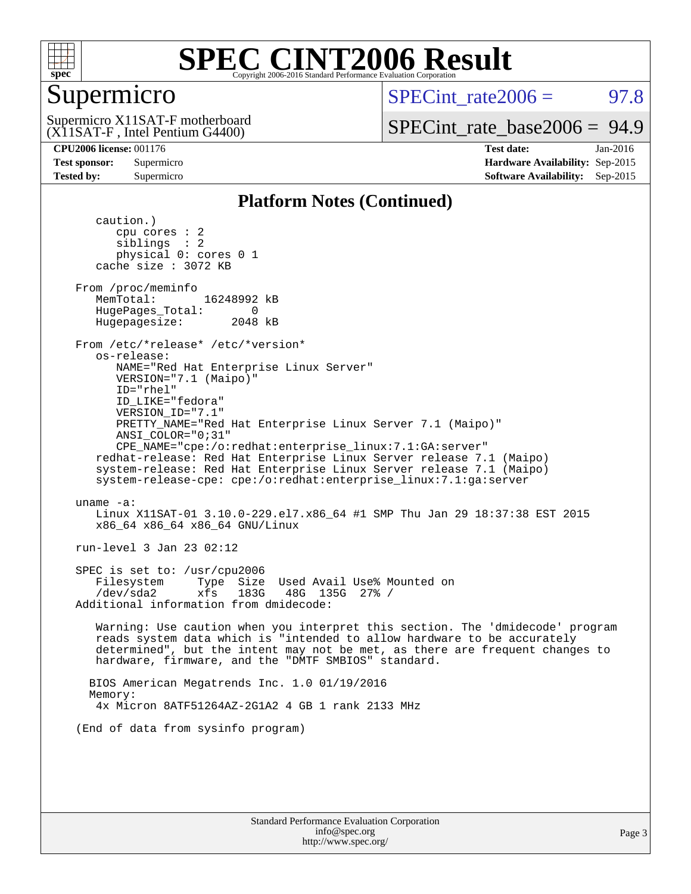# Supermicro

Supermicro X11SAT-F motherboard
(X11SAT-F , Intel Pentium G4400)

SPECint_rate2006 = 97.8

SPECint_rate_base2006 = 94.9

**CPU2006 license:** 001176
**Test sponsor:** Supermicro
**Tested by:** Supermicro

**Test date:** Jan-2016
**Hardware Availability:** Sep-2015
**Software Availability:** Sep-2015

## Platform Notes (Continued)

```
      caution.)
         cpu cores : 2
         siblings  : 2
         physical 0: cores 0 1
      cache size : 3072 KB

   From /proc/meminfo
      MemTotal:       16248992 kB
      HugePages_Total:       0
      Hugepagesize:       2048 kB

   From /etc/*release* /etc/*version*
      os-release:
         NAME="Red Hat Enterprise Linux Server"
         VERSION="7.1 (Maipo)"
         ID="rhel"
         ID_LIKE="fedora"
         VERSION_ID="7.1"
         PRETTY_NAME="Red Hat Enterprise Linux Server 7.1 (Maipo)"
         ANSI_COLOR="0;31"
         CPE_NAME="cpe:/o:redhat:enterprise_linux:7.1:GA:server"
      redhat-release: Red Hat Enterprise Linux Server release 7.1 (Maipo)
      system-release: Red Hat Enterprise Linux Server release 7.1 (Maipo)
      system-release-cpe: cpe:/o:redhat:enterprise_linux:7.1:ga:server

   uname -a:
      Linux X11SAT-01 3.10.0-229.el7.x86_64 #1 SMP Thu Jan 29 18:37:38 EST 2015
      x86_64 x86_64 x86_64 GNU/Linux

   run-level 3 Jan 23 02:12

   SPEC is set to: /usr/cpu2006
      Filesystem     Type  Size  Used Avail Use% Mounted on
      /dev/sda2      xfs   183G   48G  135G  27% /
   Additional information from dmidecode:

      Warning: Use caution when you interpret this section. The 'dmidecode' program
      reads system data which is "intended to allow hardware to be accurately
      determined", but the intent may not be met, as there are frequent changes to
      hardware, firmware, and the "DMTF SMBIOS" standard.

     BIOS American Megatrends Inc. 1.0 01/19/2016
     Memory:
      4x Micron 8ATF51264AZ-2G1A2 4 GB 1 rank 2133 MHz

   (End of data from sysinfo program)
```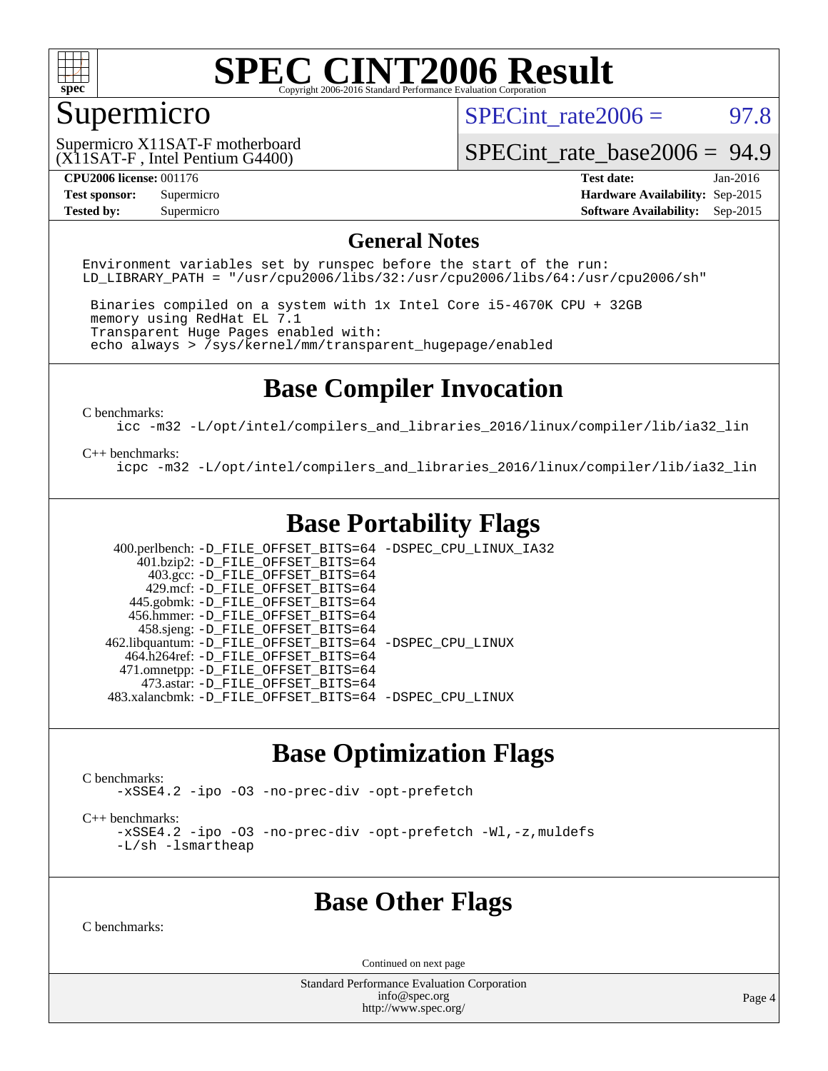# SPEC CINT2006 Result

Copyright 2006-2016 Standard Performance Evaluation Corporation

## Supermicro

Supermicro X11SAT-F motherboard
(X11SAT-F , Intel Pentium G4400)

SPECint_rate2006 = 97.8

SPECint_rate_base2006 = 94.9

| | | | |
|---|---|---|---|
| **CPU2006 license:** 001176 | | **Test date:** | Jan-2016 |
| **Test sponsor:** | Supermicro | **Hardware Availability:** | Sep-2015 |
| **Tested by:** | Supermicro | **Software Availability:** | Sep-2015 |

## General Notes

```
Environment variables set by runspec before the start of the run:
LD_LIBRARY_PATH = "/usr/cpu2006/libs/32:/usr/cpu2006/libs/64:/usr/cpu2006/sh"

 Binaries compiled on a system with 1x Intel Core i5-4670K CPU + 32GB
 memory using RedHat EL 7.1
 Transparent Huge Pages enabled with:
 echo always > /sys/kernel/mm/transparent_hugepage/enabled
```

## Base Compiler Invocation

C benchmarks:

```
icc -m32 -L/opt/intel/compilers_and_libraries_2016/linux/compiler/lib/ia32_lin
```

C++ benchmarks:

```
icpc -m32 -L/opt/intel/compilers_and_libraries_2016/linux/compiler/lib/ia32_lin
```

## Base Portability Flags

```
   400.perlbench: -D_FILE_OFFSET_BITS=64 -DSPEC_CPU_LINUX_IA32
       401.bzip2: -D_FILE_OFFSET_BITS=64
         403.gcc: -D_FILE_OFFSET_BITS=64
         429.mcf: -D_FILE_OFFSET_BITS=64
       445.gobmk: -D_FILE_OFFSET_BITS=64
      456.hmmer: -D_FILE_OFFSET_BITS=64
       458.sjeng: -D_FILE_OFFSET_BITS=64
  462.libquantum: -D_FILE_OFFSET_BITS=64 -DSPEC_CPU_LINUX
     464.h264ref: -D_FILE_OFFSET_BITS=64
    471.omnetpp: -D_FILE_OFFSET_BITS=64
       473.astar: -D_FILE_OFFSET_BITS=64
 483.xalancbmk: -D_FILE_OFFSET_BITS=64 -DSPEC_CPU_LINUX
```

## Base Optimization Flags

C benchmarks:

```
-xSSE4.2 -ipo -O3 -no-prec-div -opt-prefetch
```

C++ benchmarks:

```
-xSSE4.2 -ipo -O3 -no-prec-div -opt-prefetch -Wl,-z,muldefs
-L/sh -lsmartheap
```

## Base Other Flags

C benchmarks:

Continued on next page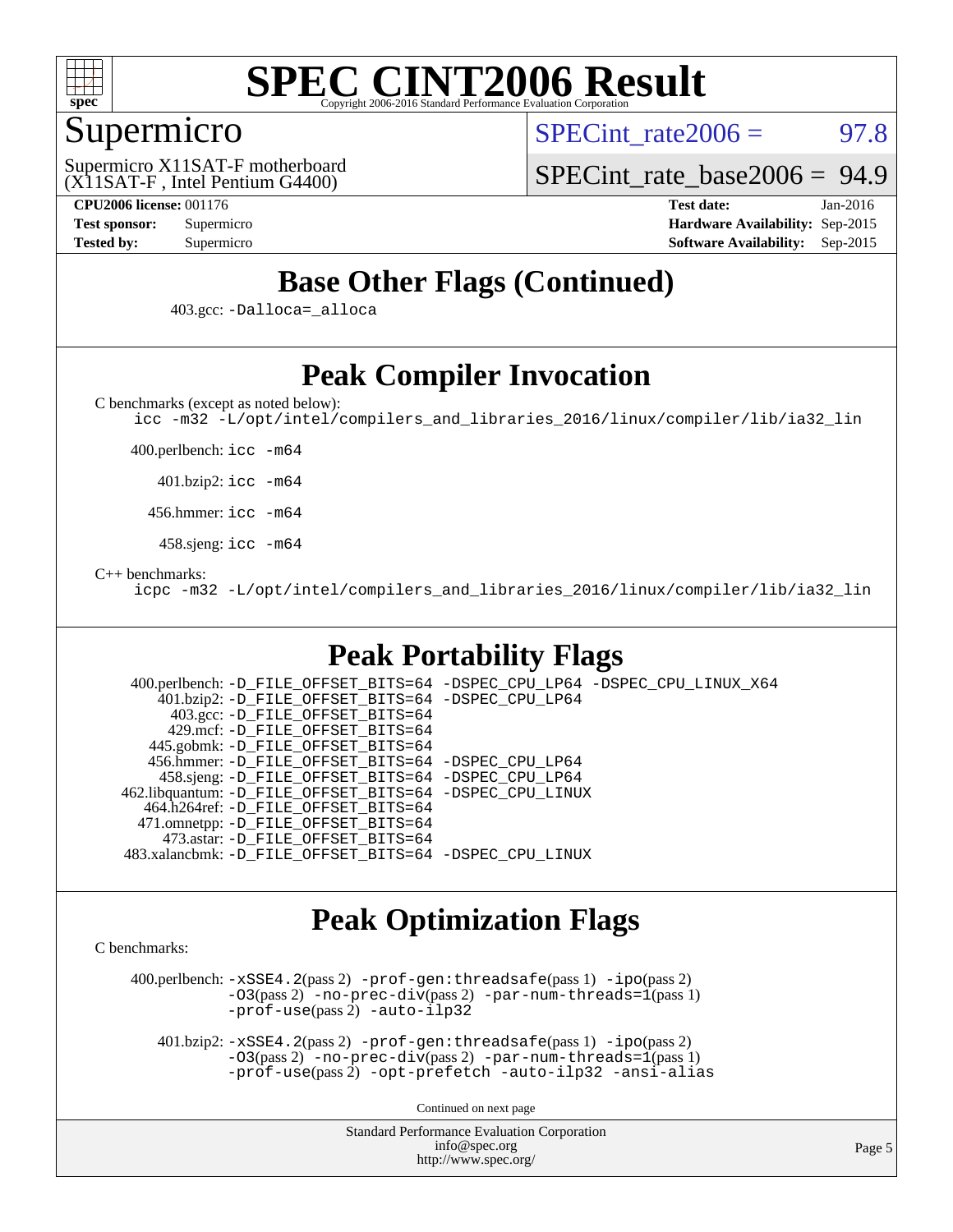# SPEC CINT2006 Result

Copyright 2006-2016 Standard Performance Evaluation Corporation

## Supermicro

Supermicro X11SAT-F motherboard
(X11SAT-F , Intel Pentium G4400)

SPECint_rate2006 = 97.8

SPECint_rate_base2006 = 94.9

**CPU2006 license:** 001176
**Test sponsor:** Supermicro
**Tested by:** Supermicro

**Test date:** Jan-2016
**Hardware Availability:** Sep-2015
**Software Availability:** Sep-2015

## Base Other Flags (Continued)

403.gcc: -Dalloca=_alloca

## Peak Compiler Invocation

C benchmarks (except as noted below):
icc -m32 -L/opt/intel/compilers_and_libraries_2016/linux/compiler/lib/ia32_lin

400.perlbench: icc -m64

401.bzip2: icc -m64

456.hmmer: icc -m64

458.sjeng: icc -m64

C++ benchmarks:
icpc -m32 -L/opt/intel/compilers_and_libraries_2016/linux/compiler/lib/ia32_lin

## Peak Portability Flags

400.perlbench: -D_FILE_OFFSET_BITS=64 -DSPEC_CPU_LP64 -DSPEC_CPU_LINUX_X64
401.bzip2: -D_FILE_OFFSET_BITS=64 -DSPEC_CPU_LP64
403.gcc: -D_FILE_OFFSET_BITS=64
429.mcf: -D_FILE_OFFSET_BITS=64
445.gobmk: -D_FILE_OFFSET_BITS=64
456.hmmer: -D_FILE_OFFSET_BITS=64 -DSPEC_CPU_LP64
458.sjeng: -D_FILE_OFFSET_BITS=64 -DSPEC_CPU_LP64
462.libquantum: -D_FILE_OFFSET_BITS=64 -DSPEC_CPU_LINUX
464.h264ref: -D_FILE_OFFSET_BITS=64
471.omnetpp: -D_FILE_OFFSET_BITS=64
473.astar: -D_FILE_OFFSET_BITS=64
483.xalancbmk: -D_FILE_OFFSET_BITS=64 -DSPEC_CPU_LINUX

## Peak Optimization Flags

C benchmarks:

400.perlbench: -xSSE4.2(pass 2) -prof-gen:threadsafe(pass 1) -ipo(pass 2) -O3(pass 2) -no-prec-div(pass 2) -par-num-threads=1(pass 1) -prof-use(pass 2) -auto-ilp32

401.bzip2: -xSSE4.2(pass 2) -prof-gen:threadsafe(pass 1) -ipo(pass 2) -O3(pass 2) -no-prec-div(pass 2) -par-num-threads=1(pass 1) -prof-use(pass 2) -opt-prefetch -auto-ilp32 -ansi-alias

Continued on next page

Standard Performance Evaluation Corporation
info@spec.org
http://www.spec.org/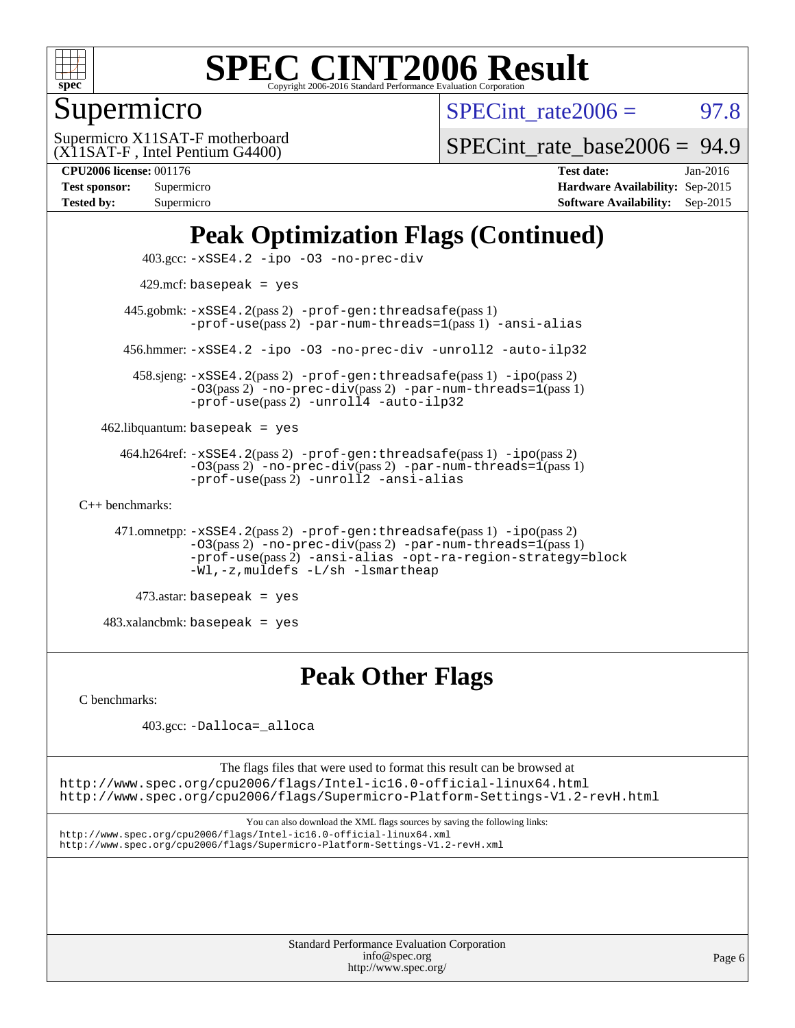# Peak Optimization Flags (Continued)

403.gcc: -xSSE4.2 -ipo -O3 -no-prec-div

429.mcf: basepeak = yes

445.gobmk: -xSSE4.2(pass 2) -prof-gen:threadsafe(pass 1) -prof-use(pass 2) -par-num-threads=1(pass 1) -ansi-alias

456.hmmer: -xSSE4.2 -ipo -O3 -no-prec-div -unroll2 -auto-ilp32

458.sjeng: -xSSE4.2(pass 2) -prof-gen:threadsafe(pass 1) -ipo(pass 2) -O3(pass 2) -no-prec-div(pass 2) -par-num-threads=1(pass 1) -prof-use(pass 2) -unroll4 -auto-ilp32

462.libquantum: basepeak = yes

464.h264ref: -xSSE4.2(pass 2) -prof-gen:threadsafe(pass 1) -ipo(pass 2) -O3(pass 2) -no-prec-div(pass 2) -par-num-threads=1(pass 1) -prof-use(pass 2) -unroll2 -ansi-alias

C++ benchmarks:

471.omnetpp: -xSSE4.2(pass 2) -prof-gen:threadsafe(pass 1) -ipo(pass 2) -O3(pass 2) -no-prec-div(pass 2) -par-num-threads=1(pass 1) -prof-use(pass 2) -ansi-alias -opt-ra-region-strategy=block -Wl,-z,muldefs -L/sh -lsmartheap

473.astar: basepeak = yes

483.xalancbmk: basepeak = yes

# Peak Other Flags

C benchmarks:

403.gcc: -Dalloca=_alloca

The flags files that were used to format this result can be browsed at
http://www.spec.org/cpu2006/flags/Intel-ic16.0-official-linux64.html
http://www.spec.org/cpu2006/flags/Supermicro-Platform-Settings-V1.2-revH.html

You can also download the XML flags sources by saving the following links:
http://www.spec.org/cpu2006/flags/Intel-ic16.0-official-linux64.xml
http://www.spec.org/cpu2006/flags/Supermicro-Platform-Settings-V1.2-revH.xml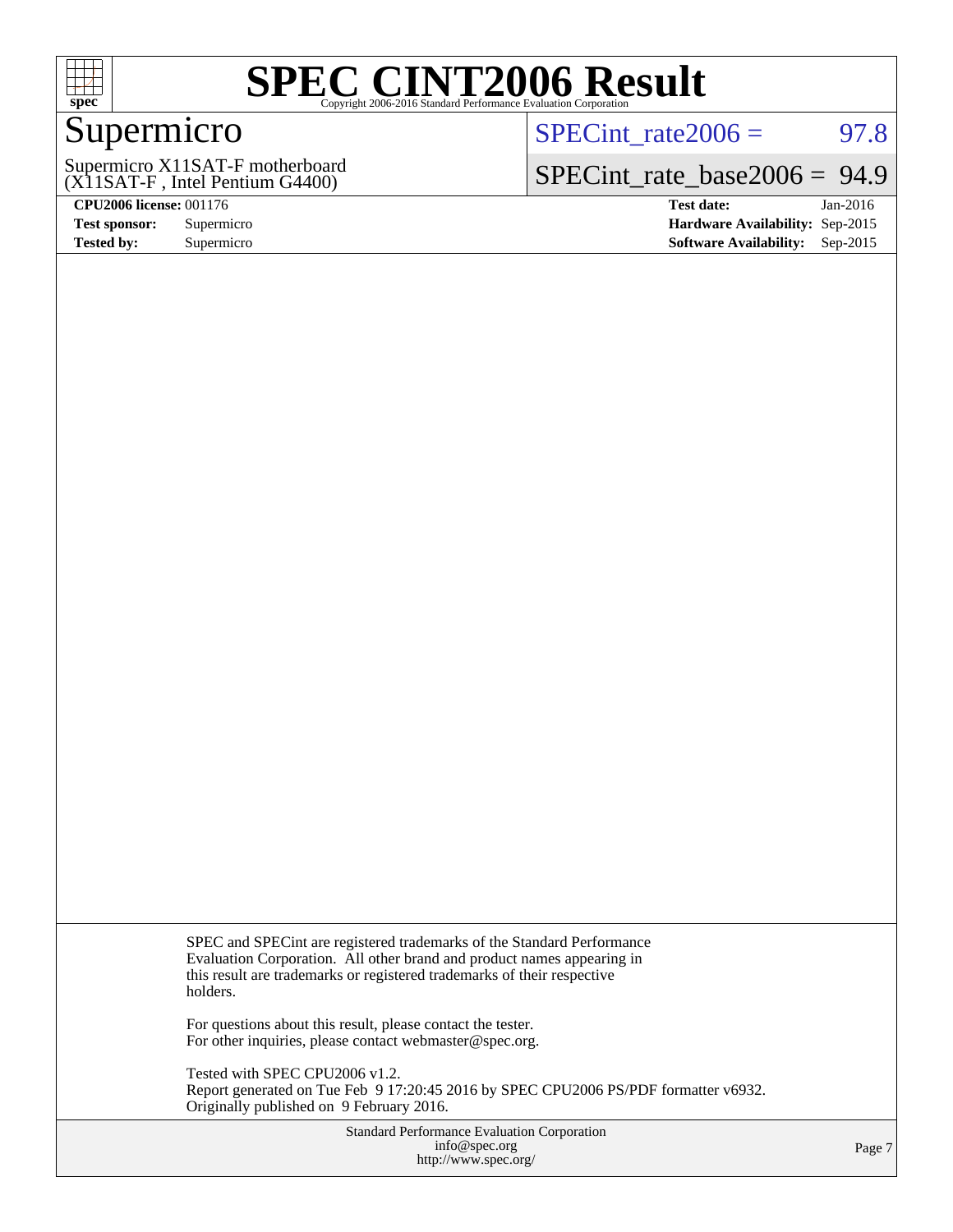SPEC and SPECint are registered trademarks of the Standard Performance Evaluation Corporation. All other brand and product names appearing in this result are trademarks or registered trademarks of their respective holders.

For questions about this result, please contact the tester.
For other inquiries, please contact webmaster@spec.org.

Tested with SPEC CPU2006 v1.2.
Report generated on Tue Feb 9 17:20:45 2016 by SPEC CPU2006 PS/PDF formatter v6932.
Originally published on 9 February 2016.